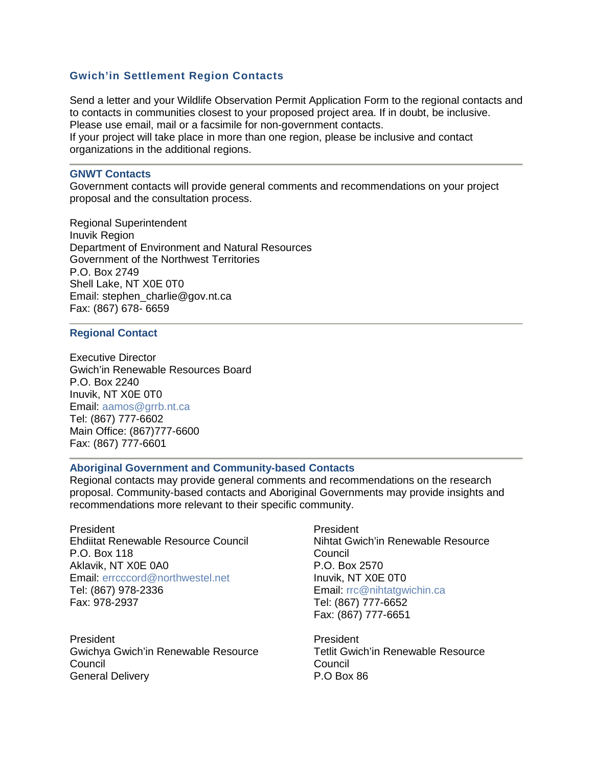## Gwich'in Settlement Region Contacts

Send a letter and your Wildlife Observation Permit Application Form to the regional contacts and to contacts in communities closest to your proposed project area. If in doubt, be inclusive. Please use email, mail or a facsimile for non-government contacts.
If your project will take place in more than one region, please be inclusive and contact organizations in the additional regions.

---

### GNWT Contacts

Government contacts will provide general comments and recommendations on your project proposal and the consultation process.

Regional Superintendent
Inuvik Region
Department of Environment and Natural Resources
Government of the Northwest Territories
P.O. Box 2749
Shell Lake, NT X0E 0T0
Email: stephen_charlie@gov.nt.ca
Fax: (867) 678- 6659

---

### Regional Contact

Executive Director
Gwich'in Renewable Resources Board
P.O. Box 2240
Inuvik, NT X0E 0T0
Email: aamos@grrb.nt.ca
Tel: (867) 777-6602
Main Office: (867)777-6600
Fax: (867) 777-6601

---

### Aboriginal Government and Community-based Contacts

Regional contacts may provide general comments and recommendations on the research proposal. Community-based contacts and Aboriginal Governments may provide insights and recommendations more relevant to their specific community.

President
Ehdiitat Renewable Resource Council
P.O. Box 118
Aklavik, NT X0E 0A0
Email: errcccord@northwestel.net
Tel: (867) 978-2336
Fax: 978-2937

President
Nihtat Gwich'in Renewable Resource Council
P.O. Box 2570
Inuvik, NT X0E 0T0
Email: rrc@nihtatgwichin.ca
Tel: (867) 777-6652
Fax: (867) 777-6651

President
Gwichya Gwich'in Renewable Resource Council
General Delivery

President
Tetlit Gwich'in Renewable Resource Council
P.O Box 86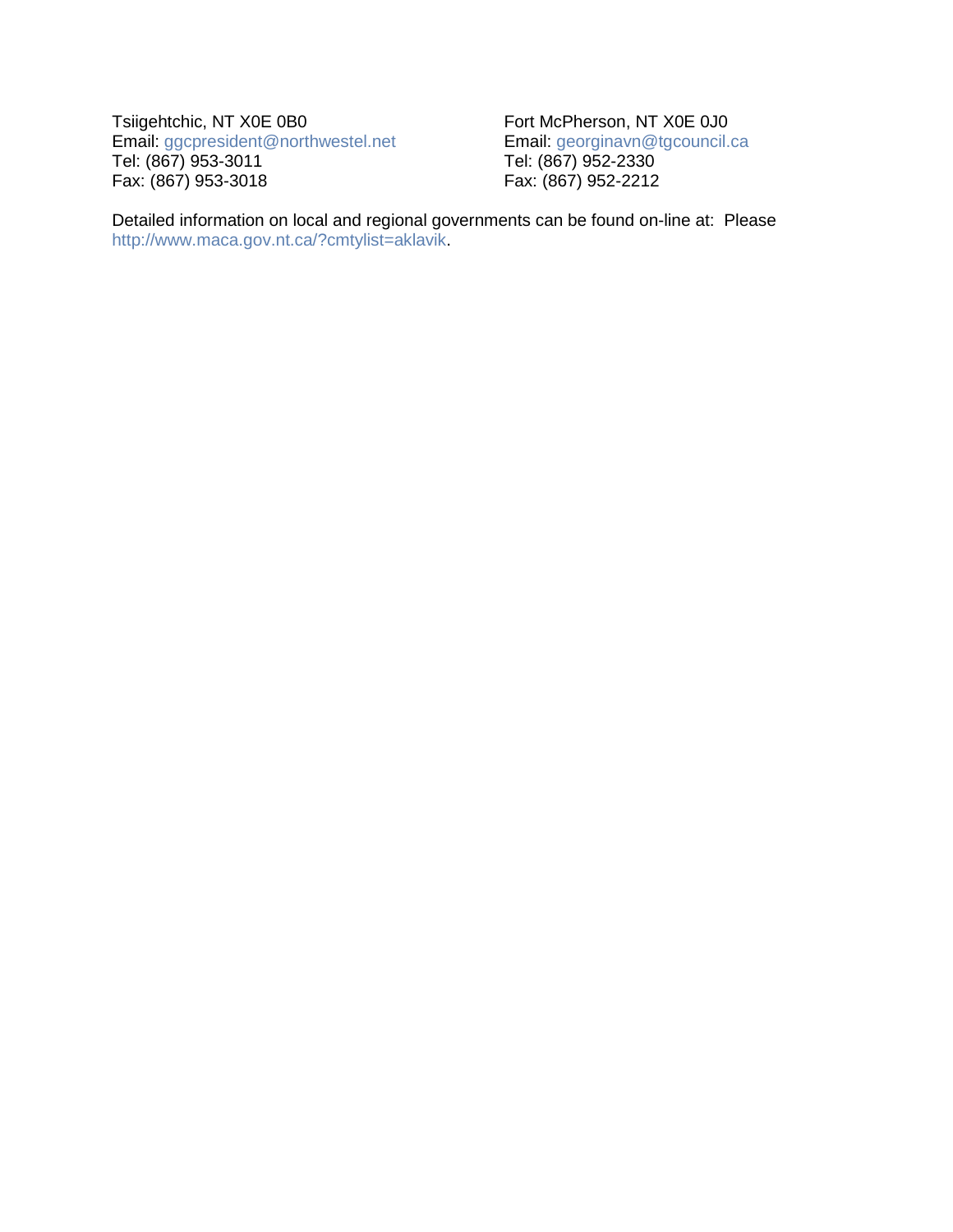Tsiigehtchic, NT X0E 0B0
Email: ggcpresident@northwestel.net
Tel: (867) 953-3011
Fax: (867) 953-3018

Fort McPherson, NT X0E 0J0
Email: georginavn@tgcouncil.ca
Tel: (867) 952-2330
Fax: (867) 952-2212

Detailed information on local and regional governments can be found on-line at: Please http://www.maca.gov.nt.ca/?cmtylist=aklavik.